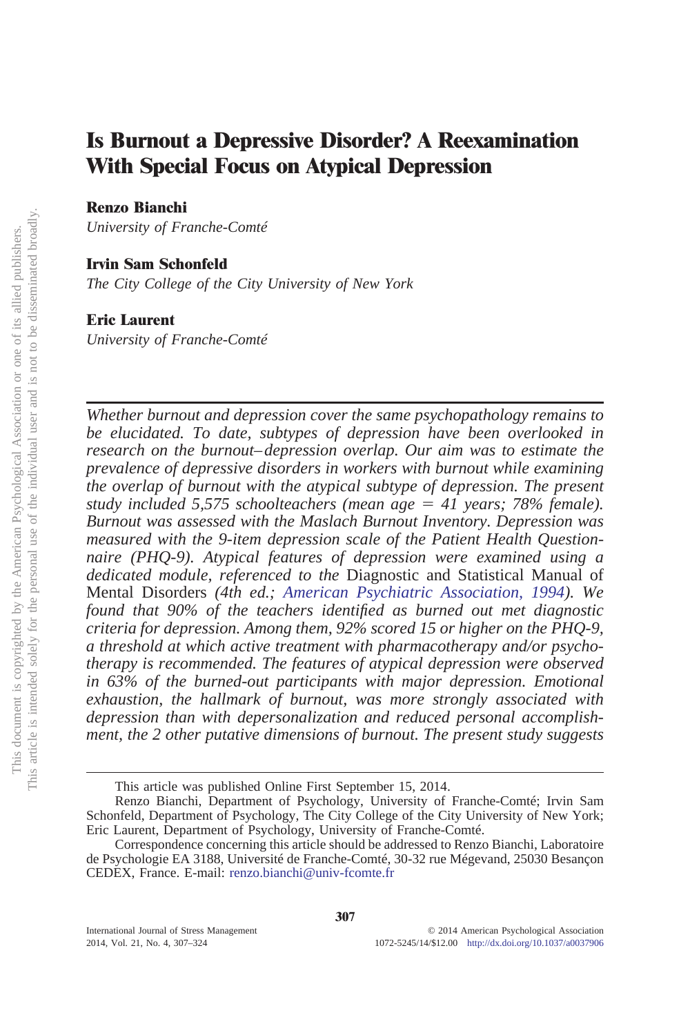# Is Burnout a Depressive Disorder? A Reexamination With Special Focus on Atypical Depression

**Renzo Bianchi**
*University of Franche-Comté*

**Irvin Sam Schonfeld**
*The City College of the City University of New York*

**Eric Laurent**
*University of Franche-Comté*

*Whether burnout and depression cover the same psychopathology remains to be elucidated. To date, subtypes of depression have been overlooked in research on the burnout–depression overlap. Our aim was to estimate the prevalence of depressive disorders in workers with burnout while examining the overlap of burnout with the atypical subtype of depression. The present study included 5,575 schoolteachers (mean age = 41 years; 78% female). Burnout was assessed with the Maslach Burnout Inventory. Depression was measured with the 9-item depression scale of the Patient Health Questionnaire (PHQ-9). Atypical features of depression were examined using a dedicated module, referenced to the* Diagnostic and Statistical Manual of Mental Disorders *(4th ed.; American Psychiatric Association, 1994). We found that 90% of the teachers identified as burned out met diagnostic criteria for depression. Among them, 92% scored 15 or higher on the PHQ-9, a threshold at which active treatment with pharmacotherapy and/or psychotherapy is recommended. The features of atypical depression were observed in 63% of the burned-out participants with major depression. Emotional exhaustion, the hallmark of burnout, was more strongly associated with depression than with depersonalization and reduced personal accomplishment, the 2 other putative dimensions of burnout. The present study suggests*

This article was published Online First September 15, 2014.

Renzo Bianchi, Department of Psychology, University of Franche-Comté; Irvin Sam Schonfeld, Department of Psychology, The City College of the City University of New York; Eric Laurent, Department of Psychology, University of Franche-Comté.

Correspondence concerning this article should be addressed to Renzo Bianchi, Laboratoire de Psychologie EA 3188, Université de Franche-Comté, 30-32 rue Mégevand, 25030 Besançon CEDEX, France. E-mail: renzo.bianchi@univ-fcomte.fr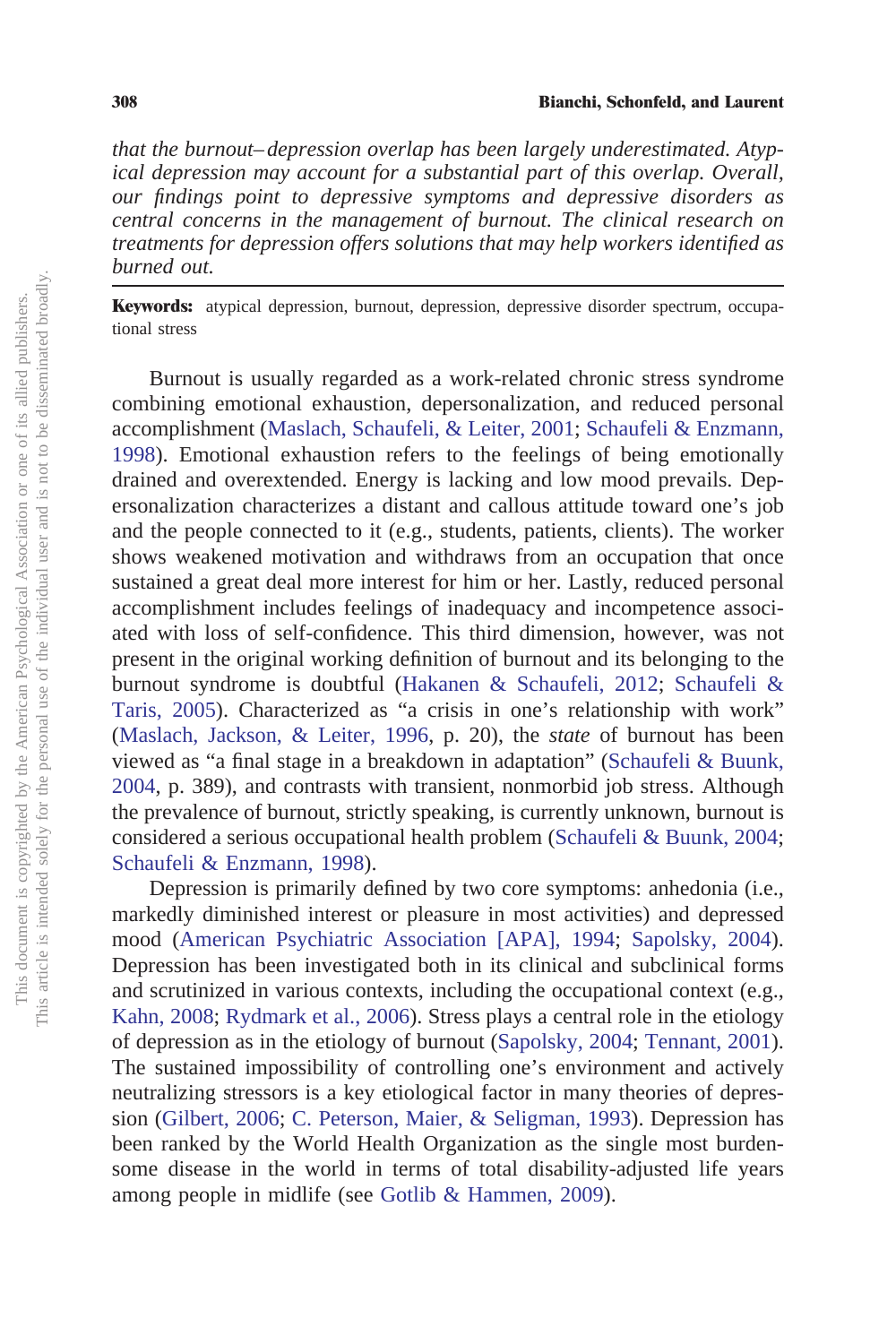*that the burnout–depression overlap has been largely underestimated. Atypical depression may account for a substantial part of this overlap. Overall, our findings point to depressive symptoms and depressive disorders as central concerns in the management of burnout. The clinical research on treatments for depression offers solutions that may help workers identified as burned out.*

**Keywords:** atypical depression, burnout, depression, depressive disorder spectrum, occupational stress

Burnout is usually regarded as a work-related chronic stress syndrome combining emotional exhaustion, depersonalization, and reduced personal accomplishment (Maslach, Schaufeli, & Leiter, 2001; Schaufeli & Enzmann, 1998). Emotional exhaustion refers to the feelings of being emotionally drained and overextended. Energy is lacking and low mood prevails. Depersonalization characterizes a distant and callous attitude toward one's job and the people connected to it (e.g., students, patients, clients). The worker shows weakened motivation and withdraws from an occupation that once sustained a great deal more interest for him or her. Lastly, reduced personal accomplishment includes feelings of inadequacy and incompetence associated with loss of self-confidence. This third dimension, however, was not present in the original working definition of burnout and its belonging to the burnout syndrome is doubtful (Hakanen & Schaufeli, 2012; Schaufeli & Taris, 2005). Characterized as "a crisis in one's relationship with work" (Maslach, Jackson, & Leiter, 1996, p. 20), the *state* of burnout has been viewed as "a final stage in a breakdown in adaptation" (Schaufeli & Buunk, 2004, p. 389), and contrasts with transient, nonmorbid job stress. Although the prevalence of burnout, strictly speaking, is currently unknown, burnout is considered a serious occupational health problem (Schaufeli & Buunk, 2004; Schaufeli & Enzmann, 1998).

Depression is primarily defined by two core symptoms: anhedonia (i.e., markedly diminished interest or pleasure in most activities) and depressed mood (American Psychiatric Association [APA], 1994; Sapolsky, 2004). Depression has been investigated both in its clinical and subclinical forms and scrutinized in various contexts, including the occupational context (e.g., Kahn, 2008; Rydmark et al., 2006). Stress plays a central role in the etiology of depression as in the etiology of burnout (Sapolsky, 2004; Tennant, 2001). The sustained impossibility of controlling one's environment and actively neutralizing stressors is a key etiological factor in many theories of depression (Gilbert, 2006; C. Peterson, Maier, & Seligman, 1993). Depression has been ranked by the World Health Organization as the single most burdensome disease in the world in terms of total disability-adjusted life years among people in midlife (see Gotlib & Hammen, 2009).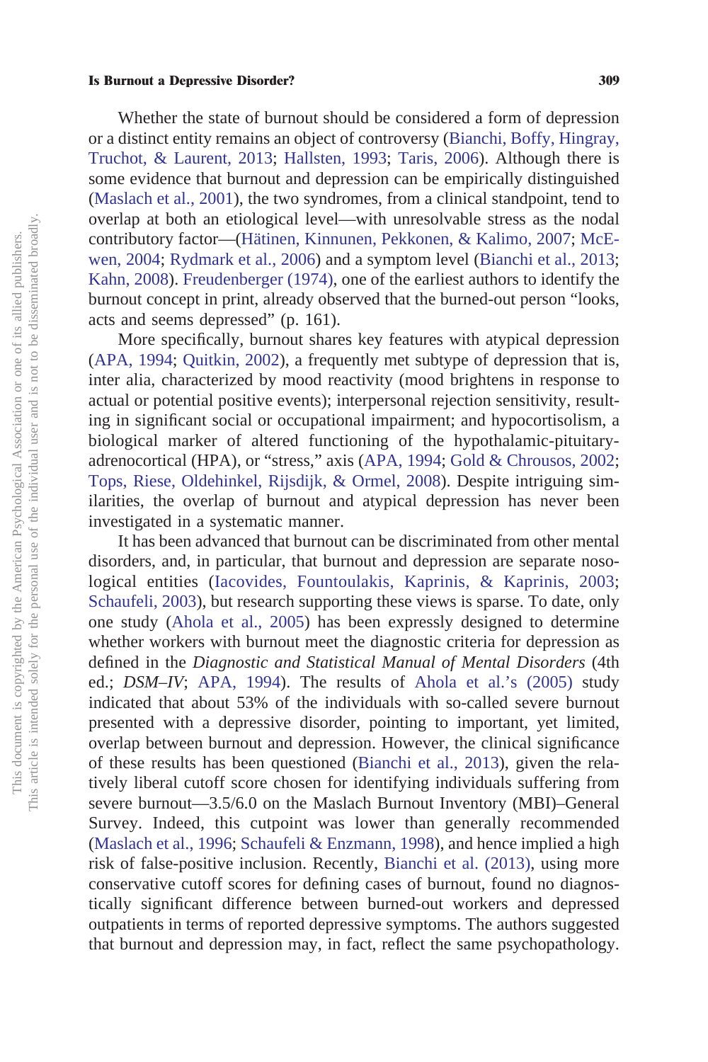Whether the state of burnout should be considered a form of depression or a distinct entity remains an object of controversy (Bianchi, Boffy, Hingray, Truchot, & Laurent, 2013; Hallsten, 1993; Taris, 2006). Although there is some evidence that burnout and depression can be empirically distinguished (Maslach et al., 2001), the two syndromes, from a clinical standpoint, tend to overlap at both an etiological level—with unresolvable stress as the nodal contributory factor—(Hätinen, Kinnunen, Pekkonen, & Kalimo, 2007; McEwen, 2004; Rydmark et al., 2006) and a symptom level (Bianchi et al., 2013; Kahn, 2008). Freudenberger (1974), one of the earliest authors to identify the burnout concept in print, already observed that the burned-out person "looks, acts and seems depressed" (p. 161).

More specifically, burnout shares key features with atypical depression (APA, 1994; Quitkin, 2002), a frequently met subtype of depression that is, inter alia, characterized by mood reactivity (mood brightens in response to actual or potential positive events); interpersonal rejection sensitivity, resulting in significant social or occupational impairment; and hypocortisolism, a biological marker of altered functioning of the hypothalamic-pituitary-adrenocortical (HPA), or "stress," axis (APA, 1994; Gold & Chrousos, 2002; Tops, Riese, Oldehinkel, Rijsdijk, & Ormel, 2008). Despite intriguing similarities, the overlap of burnout and atypical depression has never been investigated in a systematic manner.

It has been advanced that burnout can be discriminated from other mental disorders, and, in particular, that burnout and depression are separate nosological entities (Iacovides, Fountoulakis, Kaprinis, & Kaprinis, 2003; Schaufeli, 2003), but research supporting these views is sparse. To date, only one study (Ahola et al., 2005) has been expressly designed to determine whether workers with burnout meet the diagnostic criteria for depression as defined in the *Diagnostic and Statistical Manual of Mental Disorders* (4th ed.; *DSM–IV*; APA, 1994). The results of Ahola et al.'s (2005) study indicated that about 53% of the individuals with so-called severe burnout presented with a depressive disorder, pointing to important, yet limited, overlap between burnout and depression. However, the clinical significance of these results has been questioned (Bianchi et al., 2013), given the relatively liberal cutoff score chosen for identifying individuals suffering from severe burnout—3.5/6.0 on the Maslach Burnout Inventory (MBI)–General Survey. Indeed, this cutpoint was lower than generally recommended (Maslach et al., 1996; Schaufeli & Enzmann, 1998), and hence implied a high risk of false-positive inclusion. Recently, Bianchi et al. (2013), using more conservative cutoff scores for defining cases of burnout, found no diagnostically significant difference between burned-out workers and depressed outpatients in terms of reported depressive symptoms. The authors suggested that burnout and depression may, in fact, reflect the same psychopathology.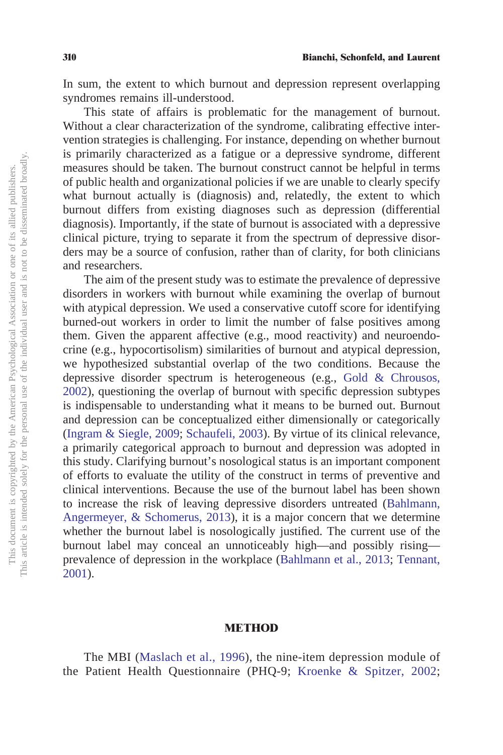In sum, the extent to which burnout and depression represent overlapping syndromes remains ill-understood.

This state of affairs is problematic for the management of burnout. Without a clear characterization of the syndrome, calibrating effective intervention strategies is challenging. For instance, depending on whether burnout is primarily characterized as a fatigue or a depressive syndrome, different measures should be taken. The burnout construct cannot be helpful in terms of public health and organizational policies if we are unable to clearly specify what burnout actually is (diagnosis) and, relatedly, the extent to which burnout differs from existing diagnoses such as depression (differential diagnosis). Importantly, if the state of burnout is associated with a depressive clinical picture, trying to separate it from the spectrum of depressive disorders may be a source of confusion, rather than of clarity, for both clinicians and researchers.

The aim of the present study was to estimate the prevalence of depressive disorders in workers with burnout while examining the overlap of burnout with atypical depression. We used a conservative cutoff score for identifying burned-out workers in order to limit the number of false positives among them. Given the apparent affective (e.g., mood reactivity) and neuroendocrine (e.g., hypocortisolism) similarities of burnout and atypical depression, we hypothesized substantial overlap of the two conditions. Because the depressive disorder spectrum is heterogeneous (e.g., Gold & Chrousos, 2002), questioning the overlap of burnout with specific depression subtypes is indispensable to understanding what it means to be burned out. Burnout and depression can be conceptualized either dimensionally or categorically (Ingram & Siegle, 2009; Schaufeli, 2003). By virtue of its clinical relevance, a primarily categorical approach to burnout and depression was adopted in this study. Clarifying burnout's nosological status is an important component of efforts to evaluate the utility of the construct in terms of preventive and clinical interventions. Because the use of the burnout label has been shown to increase the risk of leaving depressive disorders untreated (Bahlmann, Angermeyer, & Schomerus, 2013), it is a major concern that we determine whether the burnout label is nosologically justified. The current use of the burnout label may conceal an unnoticeably high—and possibly rising—prevalence of depression in the workplace (Bahlmann et al., 2013; Tennant, 2001).

## METHOD

The MBI (Maslach et al., 1996), the nine-item depression module of the Patient Health Questionnaire (PHQ-9; Kroenke & Spitzer, 2002;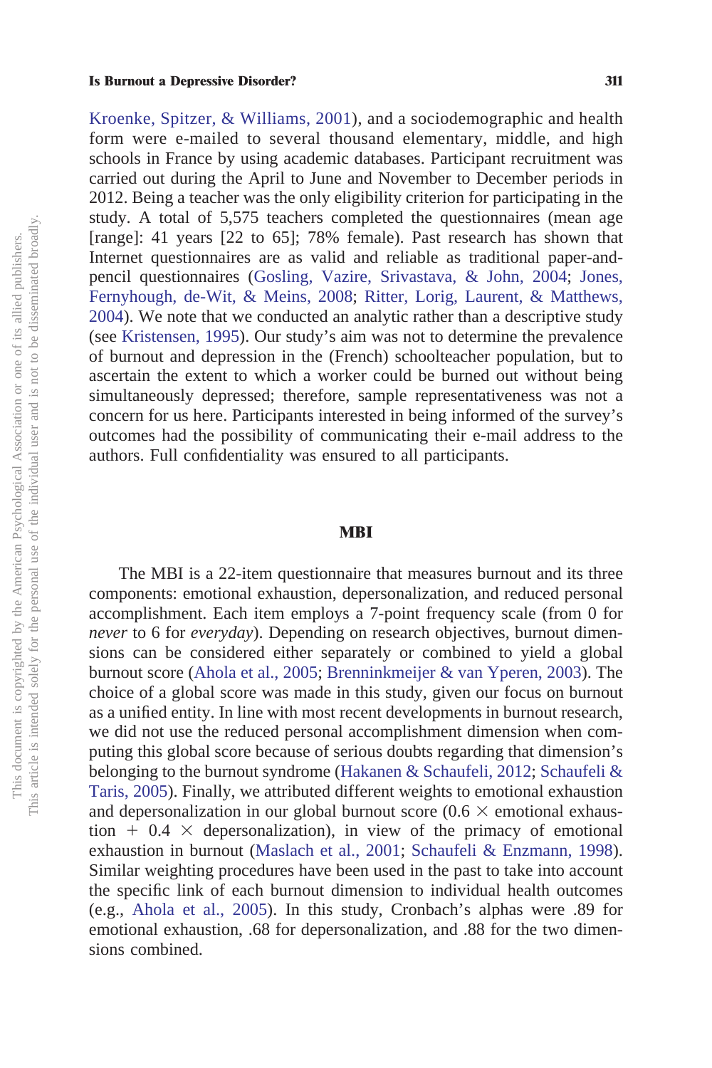Kroenke, Spitzer, & Williams, 2001), and a sociodemographic and health form were e-mailed to several thousand elementary, middle, and high schools in France by using academic databases. Participant recruitment was carried out during the April to June and November to December periods in 2012. Being a teacher was the only eligibility criterion for participating in the study. A total of 5,575 teachers completed the questionnaires (mean age [range]: 41 years [22 to 65]; 78% female). Past research has shown that Internet questionnaires are as valid and reliable as traditional paper-and-pencil questionnaires (Gosling, Vazire, Srivastava, & John, 2004; Jones, Fernyhough, de-Wit, & Meins, 2008; Ritter, Lorig, Laurent, & Matthews, 2004). We note that we conducted an analytic rather than a descriptive study (see Kristensen, 1995). Our study's aim was not to determine the prevalence of burnout and depression in the (French) schoolteacher population, but to ascertain the extent to which a worker could be burned out without being simultaneously depressed; therefore, sample representativeness was not a concern for us here. Participants interested in being informed of the survey's outcomes had the possibility of communicating their e-mail address to the authors. Full confidentiality was ensured to all participants.

## MBI

The MBI is a 22-item questionnaire that measures burnout and its three components: emotional exhaustion, depersonalization, and reduced personal accomplishment. Each item employs a 7-point frequency scale (from 0 for *never* to 6 for *everyday*). Depending on research objectives, burnout dimensions can be considered either separately or combined to yield a global burnout score (Ahola et al., 2005; Brenninkmeijer & van Yperen, 2003). The choice of a global score was made in this study, given our focus on burnout as a unified entity. In line with most recent developments in burnout research, we did not use the reduced personal accomplishment dimension when computing this global score because of serious doubts regarding that dimension's belonging to the burnout syndrome (Hakanen & Schaufeli, 2012; Schaufeli & Taris, 2005). Finally, we attributed different weights to emotional exhaustion and depersonalization in our global burnout score ($0.6 \times$ emotional exhaustion $+ 0.4 \times$ depersonalization), in view of the primacy of emotional exhaustion in burnout (Maslach et al., 2001; Schaufeli & Enzmann, 1998). Similar weighting procedures have been used in the past to take into account the specific link of each burnout dimension to individual health outcomes (e.g., Ahola et al., 2005). In this study, Cronbach's alphas were .89 for emotional exhaustion, .68 for depersonalization, and .88 for the two dimensions combined.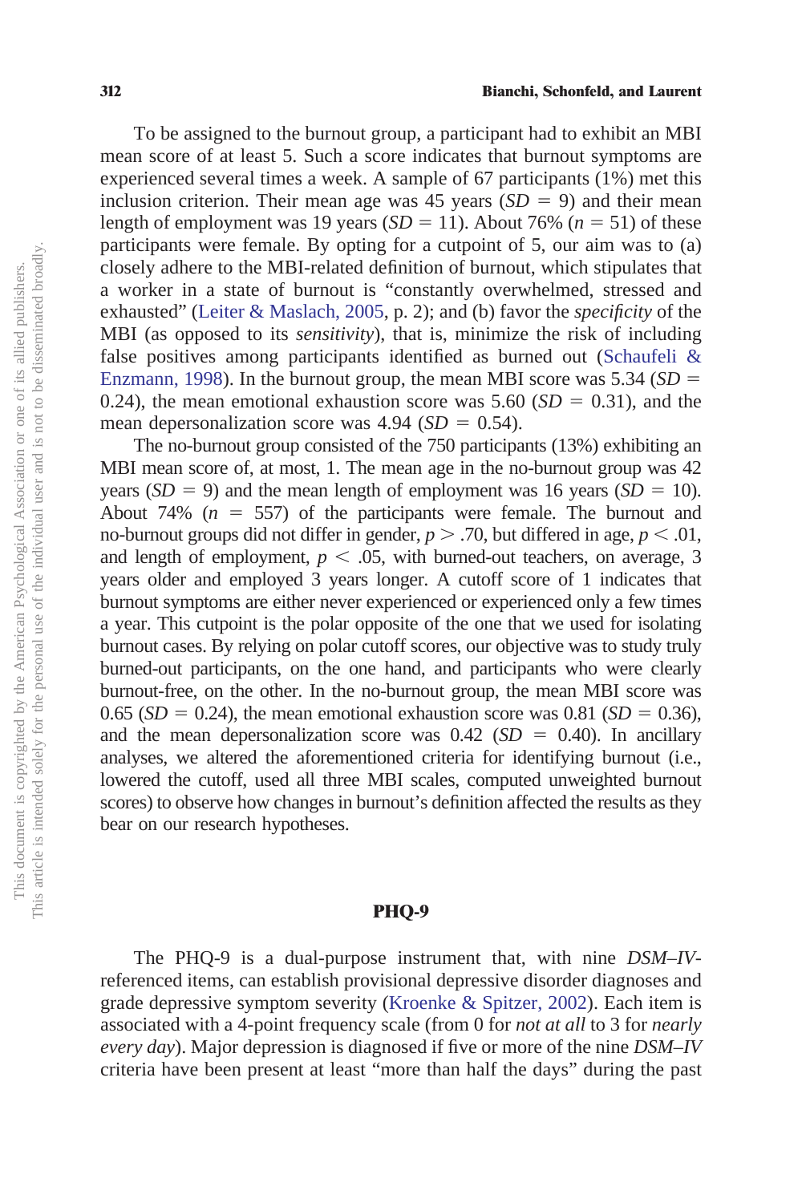To be assigned to the burnout group, a participant had to exhibit an MBI mean score of at least 5. Such a score indicates that burnout symptoms are experienced several times a week. A sample of 67 participants (1%) met this inclusion criterion. Their mean age was 45 years ($SD = 9$) and their mean length of employment was 19 years ($SD = 11$). About 76% ($n = 51$) of these participants were female. By opting for a cutpoint of 5, our aim was to (a) closely adhere to the MBI-related definition of burnout, which stipulates that a worker in a state of burnout is "constantly overwhelmed, stressed and exhausted" (Leiter & Maslach, 2005, p. 2); and (b) favor the *specificity* of the MBI (as opposed to its *sensitivity*), that is, minimize the risk of including false positives among participants identified as burned out (Schaufeli & Enzmann, 1998). In the burnout group, the mean MBI score was 5.34 ($SD = 0.24$), the mean emotional exhaustion score was 5.60 ($SD = 0.31$), and the mean depersonalization score was 4.94 ($SD = 0.54$).

The no-burnout group consisted of the 750 participants (13%) exhibiting an MBI mean score of, at most, 1. The mean age in the no-burnout group was 42 years ($SD = 9$) and the mean length of employment was 16 years ($SD = 10$). About 74% ($n = 557$) of the participants were female. The burnout and no-burnout groups did not differ in gender, $p > .70$, but differed in age, $p < .01$, and length of employment, $p < .05$, with burned-out teachers, on average, 3 years older and employed 3 years longer. A cutoff score of 1 indicates that burnout symptoms are either never experienced or experienced only a few times a year. This cutpoint is the polar opposite of the one that we used for isolating burnout cases. By relying on polar cutoff scores, our objective was to study truly burned-out participants, on the one hand, and participants who were clearly burnout-free, on the other. In the no-burnout group, the mean MBI score was 0.65 ($SD = 0.24$), the mean emotional exhaustion score was 0.81 ($SD = 0.36$), and the mean depersonalization score was 0.42 ($SD = 0.40$). In ancillary analyses, we altered the aforementioned criteria for identifying burnout (i.e., lowered the cutoff, used all three MBI scales, computed unweighted burnout scores) to observe how changes in burnout's definition affected the results as they bear on our research hypotheses.

## PHQ-9

The PHQ-9 is a dual-purpose instrument that, with nine *DSM–IV*-referenced items, can establish provisional depressive disorder diagnoses and grade depressive symptom severity (Kroenke & Spitzer, 2002). Each item is associated with a 4-point frequency scale (from 0 for *not at all* to 3 for *nearly every day*). Major depression is diagnosed if five or more of the nine *DSM–IV* criteria have been present at least "more than half the days" during the past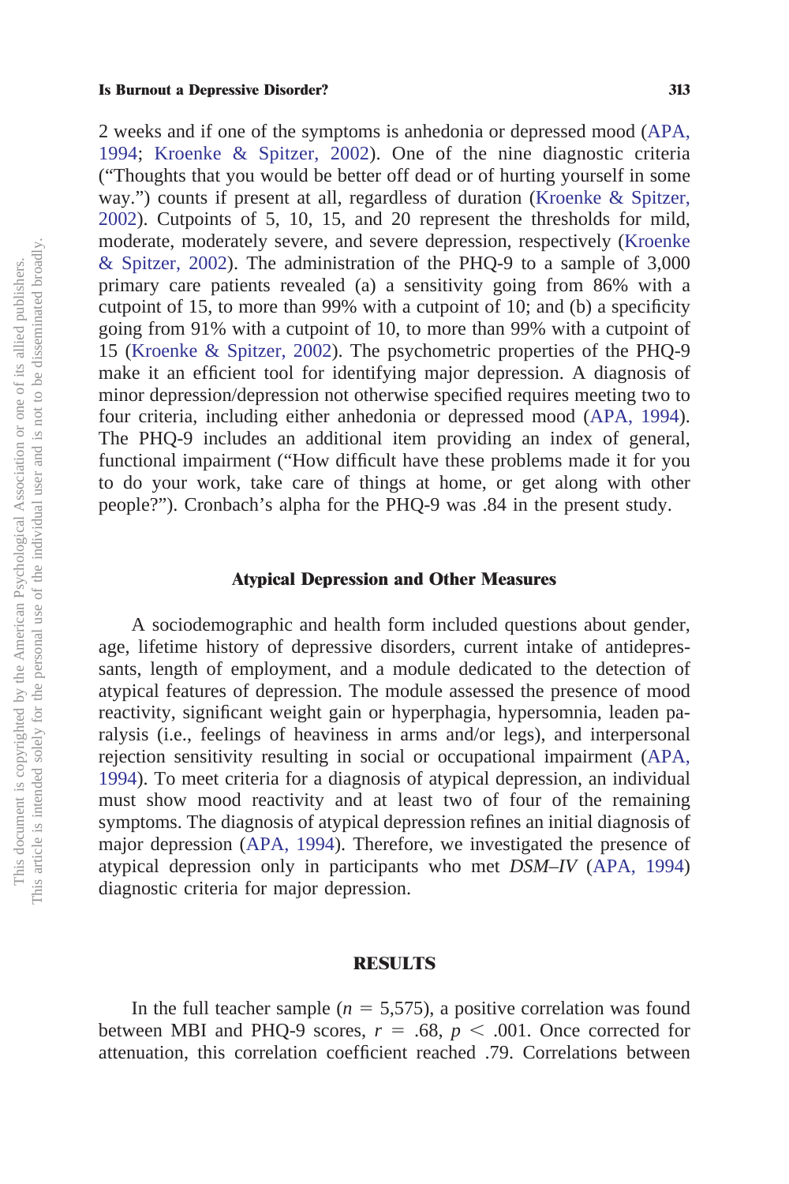2 weeks and if one of the symptoms is anhedonia or depressed mood (APA, 1994; Kroenke & Spitzer, 2002). One of the nine diagnostic criteria ("Thoughts that you would be better off dead or of hurting yourself in some way.") counts if present at all, regardless of duration (Kroenke & Spitzer, 2002). Cutpoints of 5, 10, 15, and 20 represent the thresholds for mild, moderate, moderately severe, and severe depression, respectively (Kroenke & Spitzer, 2002). The administration of the PHQ-9 to a sample of 3,000 primary care patients revealed (a) a sensitivity going from 86% with a cutpoint of 15, to more than 99% with a cutpoint of 10; and (b) a specificity going from 91% with a cutpoint of 10, to more than 99% with a cutpoint of 15 (Kroenke & Spitzer, 2002). The psychometric properties of the PHQ-9 make it an efficient tool for identifying major depression. A diagnosis of minor depression/depression not otherwise specified requires meeting two to four criteria, including either anhedonia or depressed mood (APA, 1994). The PHQ-9 includes an additional item providing an index of general, functional impairment ("How difficult have these problems made it for you to do your work, take care of things at home, or get along with other people?"). Cronbach's alpha for the PHQ-9 was .84 in the present study.

### Atypical Depression and Other Measures

A sociodemographic and health form included questions about gender, age, lifetime history of depressive disorders, current intake of antidepressants, length of employment, and a module dedicated to the detection of atypical features of depression. The module assessed the presence of mood reactivity, significant weight gain or hyperphagia, hypersomnia, leaden paralysis (i.e., feelings of heaviness in arms and/or legs), and interpersonal rejection sensitivity resulting in social or occupational impairment (APA, 1994). To meet criteria for a diagnosis of atypical depression, an individual must show mood reactivity and at least two of four of the remaining symptoms. The diagnosis of atypical depression refines an initial diagnosis of major depression (APA, 1994). Therefore, we investigated the presence of atypical depression only in participants who met *DSM–IV* (APA, 1994) diagnostic criteria for major depression.

## RESULTS

In the full teacher sample ($n = 5{,}575$), a positive correlation was found between MBI and PHQ-9 scores, $r = .68$, $p < .001$. Once corrected for attenuation, this correlation coefficient reached .79. Correlations between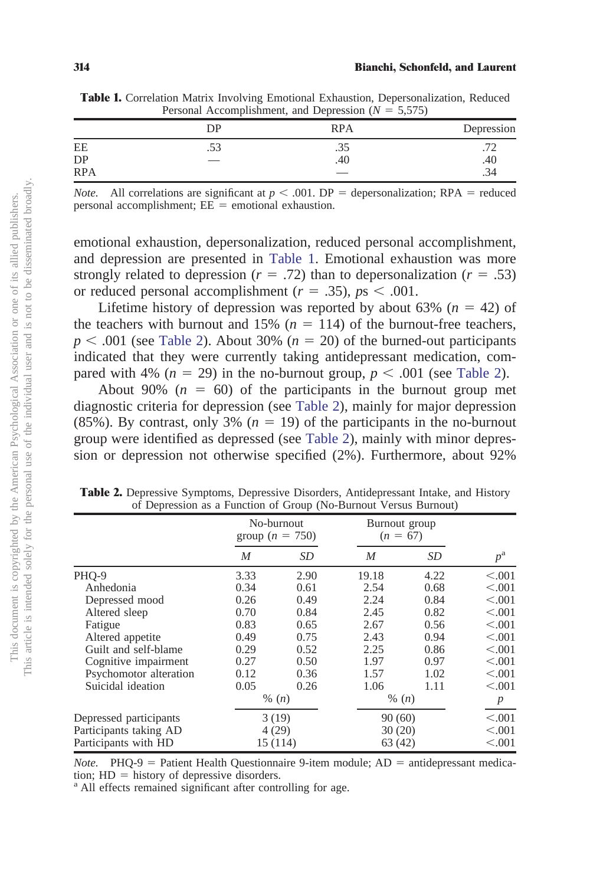**Table 1.** Correlation Matrix Involving Emotional Exhaustion, Depersonalization, Reduced Personal Accomplishment, and Depression ($N = 5{,}575$)

| | DP | RPA | Depression |
|---|---|---|---|
| EE | .53 | .35 | .72 |
| DP | — | .40 | .40 |
| RPA | | — | .34 |

*Note.* All correlations are significant at $p < .001$. DP = depersonalization; RPA = reduced personal accomplishment; EE = emotional exhaustion.

emotional exhaustion, depersonalization, reduced personal accomplishment, and depression are presented in Table 1. Emotional exhaustion was more strongly related to depression ($r = .72$) than to depersonalization ($r = .53$) or reduced personal accomplishment ($r = .35$), $ps < .001$.

Lifetime history of depression was reported by about 63% ($n = 42$) of the teachers with burnout and 15% ($n = 114$) of the burnout-free teachers, $p < .001$ (see Table 2). About 30% ($n = 20$) of the burned-out participants indicated that they were currently taking antidepressant medication, compared with 4% ($n = 29$) in the no-burnout group, $p < .001$ (see Table 2).

About 90% ($n = 60$) of the participants in the burnout group met diagnostic criteria for depression (see Table 2), mainly for major depression (85%). By contrast, only 3% ($n = 19$) of the participants in the no-burnout group were identified as depressed (see Table 2), mainly with minor depression or depression not otherwise specified (2%). Furthermore, about 92%

**Table 2.** Depressive Symptoms, Depressive Disorders, Antidepressant Intake, and History of Depression as a Function of Group (No-Burnout Versus Burnout)

| | No-burnout group ($n = 750$) | | Burnout group ($n = 67$) | | |
|---|---|---|---|---|---|
| | *M* | *SD* | *M* | *SD* | $p$[a] |
| PHQ-9 | 3.33 | 2.90 | 19.18 | 4.22 | <.001 |
| Anhedonia | 0.34 | 0.61 | 2.54 | 0.68 | <.001 |
| Depressed mood | 0.26 | 0.49 | 2.24 | 0.84 | <.001 |
| Altered sleep | 0.70 | 0.84 | 2.45 | 0.82 | <.001 |
| Fatigue | 0.83 | 0.65 | 2.67 | 0.56 | <.001 |
| Altered appetite | 0.49 | 0.75 | 2.43 | 0.94 | <.001 |
| Guilt and self-blame | 0.29 | 0.52 | 2.25 | 0.86 | <.001 |
| Cognitive impairment | 0.27 | 0.50 | 1.97 | 0.97 | <.001 |
| Psychomotor alteration | 0.12 | 0.36 | 1.57 | 1.02 | <.001 |
| Suicidal ideation | 0.05 | 0.26 | 1.06 | 1.11 | <.001 |
| | % (*n*) | | % (*n*) | | *p* |
| Depressed participants | 3 (19) | | 90 (60) | | <.001 |
| Participants taking AD | 4 (29) | | 30 (20) | | <.001 |
| Participants with HD | 15 (114) | | 63 (42) | | <.001 |

*Note.* PHQ-9 = Patient Health Questionnaire 9-item module; AD = antidepressant medication; HD = history of depressive disorders.
[a] All effects remained significant after controlling for age.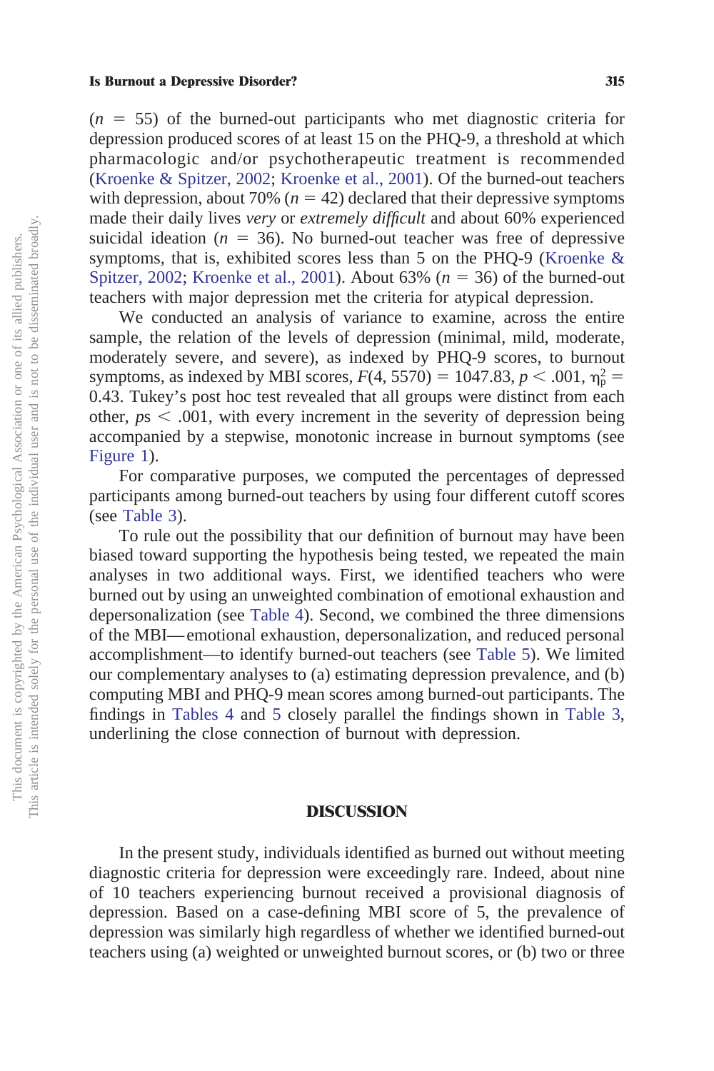($n$ = 55) of the burned-out participants who met diagnostic criteria for depression produced scores of at least 15 on the PHQ-9, a threshold at which pharmacologic and/or psychotherapeutic treatment is recommended (Kroenke & Spitzer, 2002; Kroenke et al., 2001). Of the burned-out teachers with depression, about 70% ($n$ = 42) declared that their depressive symptoms made their daily lives *very* or *extremely difficult* and about 60% experienced suicidal ideation ($n$ = 36). No burned-out teacher was free of depressive symptoms, that is, exhibited scores less than 5 on the PHQ-9 (Kroenke & Spitzer, 2002; Kroenke et al., 2001). About 63% ($n$ = 36) of the burned-out teachers with major depression met the criteria for atypical depression.

We conducted an analysis of variance to examine, across the entire sample, the relation of the levels of depression (minimal, mild, moderate, moderately severe, and severe), as indexed by PHQ-9 scores, to burnout symptoms, as indexed by MBI scores, $F(4, 5570) = 1047.83$, $p < .001$, $\eta_p^2 = 0.43$. Tukey's post hoc test revealed that all groups were distinct from each other, $p$s $< .001$, with every increment in the severity of depression being accompanied by a stepwise, monotonic increase in burnout symptoms (see Figure 1).

For comparative purposes, we computed the percentages of depressed participants among burned-out teachers by using four different cutoff scores (see Table 3).

To rule out the possibility that our definition of burnout may have been biased toward supporting the hypothesis being tested, we repeated the main analyses in two additional ways. First, we identified teachers who were burned out by using an unweighted combination of emotional exhaustion and depersonalization (see Table 4). Second, we combined the three dimensions of the MBI—emotional exhaustion, depersonalization, and reduced personal accomplishment—to identify burned-out teachers (see Table 5). We limited our complementary analyses to (a) estimating depression prevalence, and (b) computing MBI and PHQ-9 mean scores among burned-out participants. The findings in Tables 4 and 5 closely parallel the findings shown in Table 3, underlining the close connection of burnout with depression.

## DISCUSSION

In the present study, individuals identified as burned out without meeting diagnostic criteria for depression were exceedingly rare. Indeed, about nine of 10 teachers experiencing burnout received a provisional diagnosis of depression. Based on a case-defining MBI score of 5, the prevalence of depression was similarly high regardless of whether we identified burned-out teachers using (a) weighted or unweighted burnout scores, or (b) two or three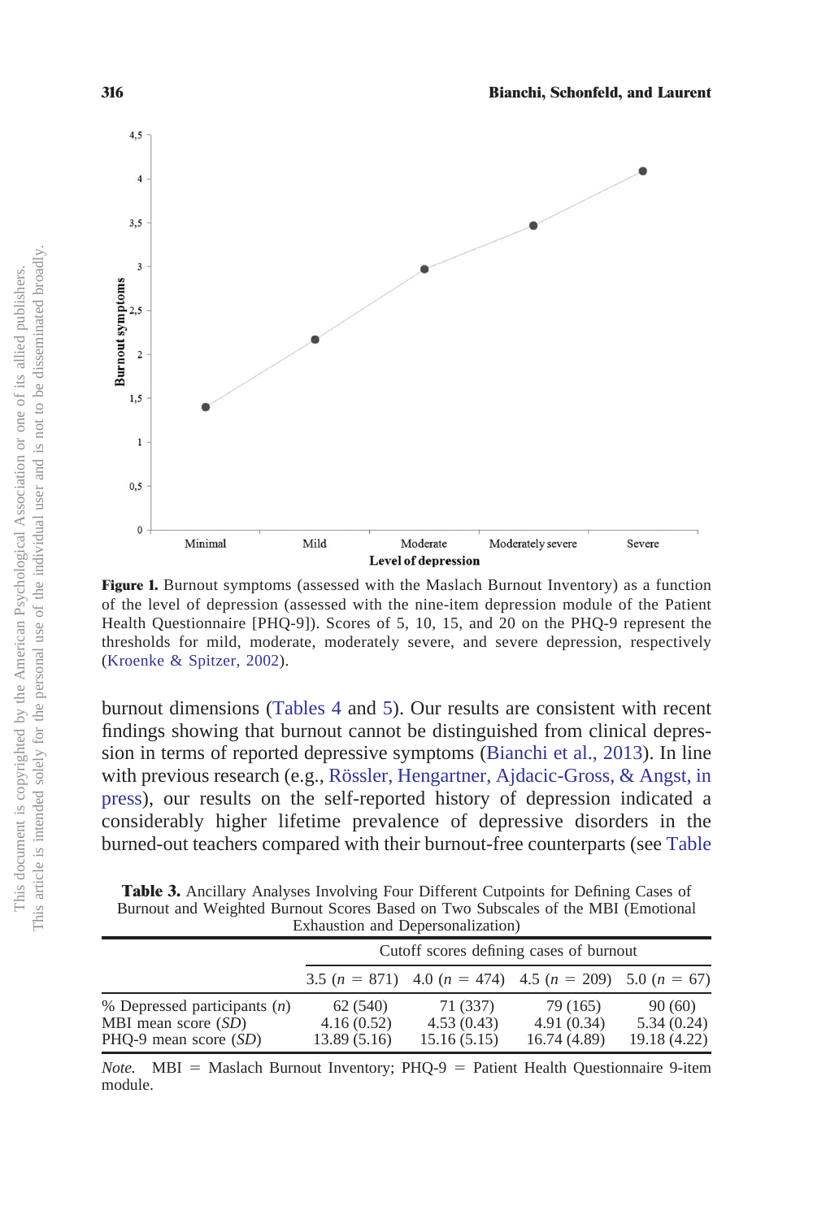**Figure 1.** Burnout symptoms (assessed with the Maslach Burnout Inventory) as a function of the level of depression (assessed with the nine-item depression module of the Patient Health Questionnaire [PHQ-9]). Scores of 5, 10, 15, and 20 on the PHQ-9 represent the thresholds for mild, moderate, moderately severe, and severe depression, respectively (Kroenke & Spitzer, 2002).

burnout dimensions (Tables 4 and 5). Our results are consistent with recent findings showing that burnout cannot be distinguished from clinical depression in terms of reported depressive symptoms (Bianchi et al., 2013). In line with previous research (e.g., Rössler, Hengartner, Ajdacic-Gross, & Angst, in press), our results on the self-reported history of depression indicated a considerably higher lifetime prevalence of depressive disorders in the burned-out teachers compared with their burnout-free counterparts (see Table

**Table 3.** Ancillary Analyses Involving Four Different Cutpoints for Defining Cases of Burnout and Weighted Burnout Scores Based on Two Subscales of the MBI (Emotional Exhaustion and Depersonalization)

| | Cutoff scores defining cases of burnout | | | |
|---|---|---|---|---|
| | 3.5 (*n* = 871) | 4.0 (*n* = 474) | 4.5 (*n* = 209) | 5.0 (*n* = 67) |
| % Depressed participants (*n*) | 62 (540) | 71 (337) | 79 (165) | 90 (60) |
| MBI mean score (*SD*) | 4.16 (0.52) | 4.53 (0.43) | 4.91 (0.34) | 5.34 (0.24) |
| PHQ-9 mean score (*SD*) | 13.89 (5.16) | 15.16 (5.15) | 16.74 (4.89) | 19.18 (4.22) |

*Note.* MBI = Maslach Burnout Inventory; PHQ-9 = Patient Health Questionnaire 9-item module.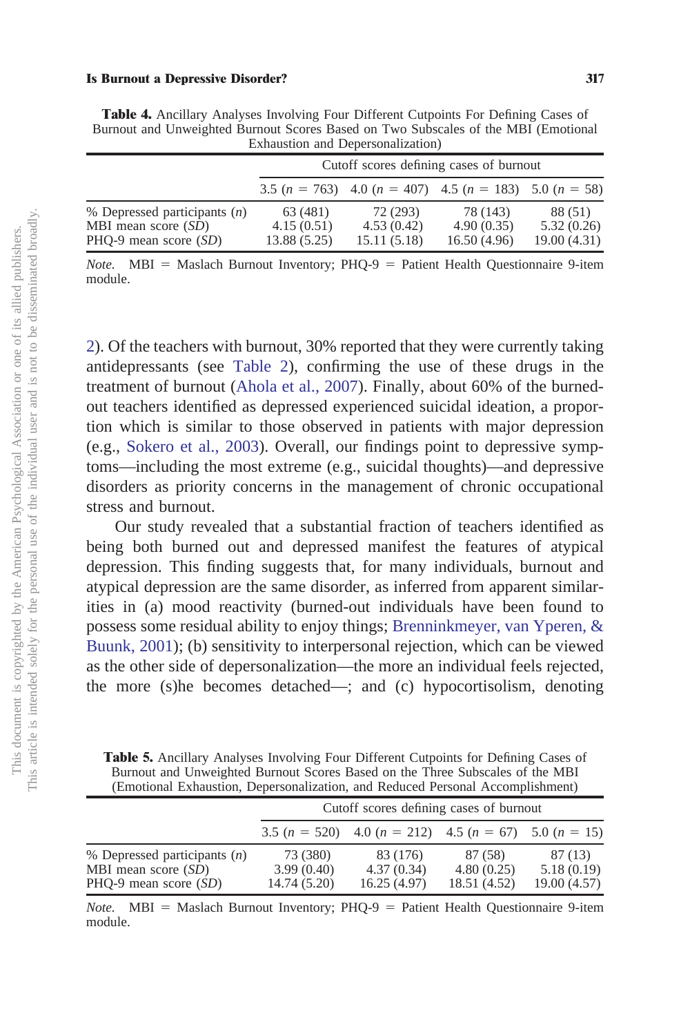**Table 4.** Ancillary Analyses Involving Four Different Cutpoints For Defining Cases of Burnout and Unweighted Burnout Scores Based on Two Subscales of the MBI (Emotional Exhaustion and Depersonalization)

| | Cutoff scores defining cases of burnout | | | |
|---|---|---|---|---|
| | 3.5 ($n$ = 763) | 4.0 ($n$ = 407) | 4.5 ($n$ = 183) | 5.0 ($n$ = 58) |
| % Depressed participants ($n$) | 63 (481) | 72 (293) | 78 (143) | 88 (51) |
| MBI mean score ($SD$) | 4.15 (0.51) | 4.53 (0.42) | 4.90 (0.35) | 5.32 (0.26) |
| PHQ-9 mean score ($SD$) | 13.88 (5.25) | 15.11 (5.18) | 16.50 (4.96) | 19.00 (4.31) |

*Note.* MBI = Maslach Burnout Inventory; PHQ-9 = Patient Health Questionnaire 9-item module.

2). Of the teachers with burnout, 30% reported that they were currently taking antidepressants (see Table 2), confirming the use of these drugs in the treatment of burnout (Ahola et al., 2007). Finally, about 60% of the burned-out teachers identified as depressed experienced suicidal ideation, a proportion which is similar to those observed in patients with major depression (e.g., Sokero et al., 2003). Overall, our findings point to depressive symptoms—including the most extreme (e.g., suicidal thoughts)—and depressive disorders as priority concerns in the management of chronic occupational stress and burnout.

Our study revealed that a substantial fraction of teachers identified as being both burned out and depressed manifest the features of atypical depression. This finding suggests that, for many individuals, burnout and atypical depression are the same disorder, as inferred from apparent similarities in (a) mood reactivity (burned-out individuals have been found to possess some residual ability to enjoy things; Brenninkmeyer, van Yperen, & Buunk, 2001); (b) sensitivity to interpersonal rejection, which can be viewed as the other side of depersonalization—the more an individual feels rejected, the more (s)he becomes detached—; and (c) hypocortisolism, denoting

**Table 5.** Ancillary Analyses Involving Four Different Cutpoints for Defining Cases of Burnout and Unweighted Burnout Scores Based on the Three Subscales of the MBI (Emotional Exhaustion, Depersonalization, and Reduced Personal Accomplishment)

| | Cutoff scores defining cases of burnout | | | |
|---|---|---|---|---|
| | 3.5 ($n$ = 520) | 4.0 ($n$ = 212) | 4.5 ($n$ = 67) | 5.0 ($n$ = 15) |
| % Depressed participants ($n$) | 73 (380) | 83 (176) | 87 (58) | 87 (13) |
| MBI mean score ($SD$) | 3.99 (0.40) | 4.37 (0.34) | 4.80 (0.25) | 5.18 (0.19) |
| PHQ-9 mean score ($SD$) | 14.74 (5.20) | 16.25 (4.97) | 18.51 (4.52) | 19.00 (4.57) |

*Note.* MBI = Maslach Burnout Inventory; PHQ-9 = Patient Health Questionnaire 9-item module.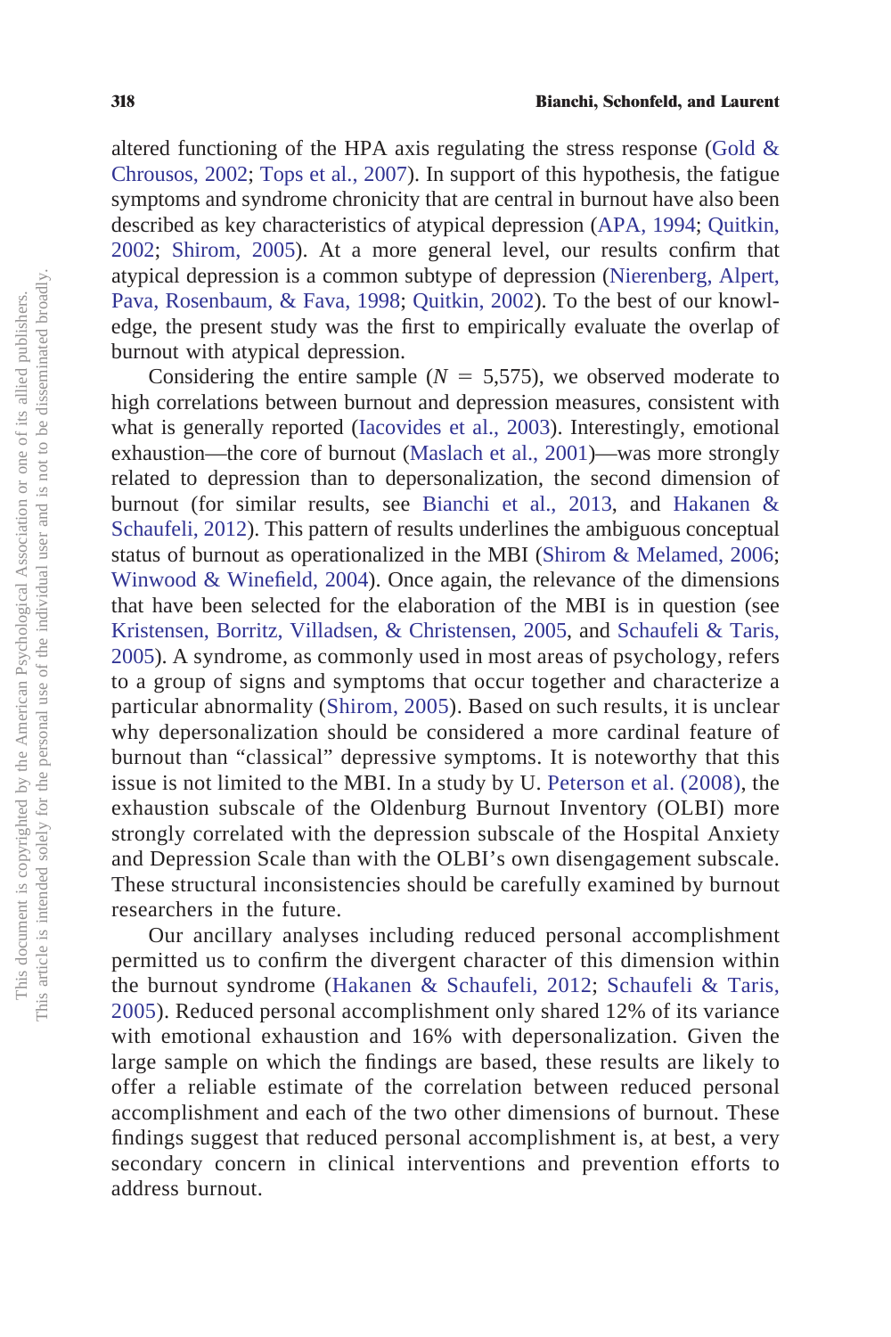altered functioning of the HPA axis regulating the stress response (Gold & Chrousos, 2002; Tops et al., 2007). In support of this hypothesis, the fatigue symptoms and syndrome chronicity that are central in burnout have also been described as key characteristics of atypical depression (APA, 1994; Quitkin, 2002; Shirom, 2005). At a more general level, our results confirm that atypical depression is a common subtype of depression (Nierenberg, Alpert, Pava, Rosenbaum, & Fava, 1998; Quitkin, 2002). To the best of our knowledge, the present study was the first to empirically evaluate the overlap of burnout with atypical depression.

Considering the entire sample ($N$ = 5,575), we observed moderate to high correlations between burnout and depression measures, consistent with what is generally reported (Iacovides et al., 2003). Interestingly, emotional exhaustion—the core of burnout (Maslach et al., 2001)—was more strongly related to depression than to depersonalization, the second dimension of burnout (for similar results, see Bianchi et al., 2013, and Hakanen & Schaufeli, 2012). This pattern of results underlines the ambiguous conceptual status of burnout as operationalized in the MBI (Shirom & Melamed, 2006; Winwood & Winefield, 2004). Once again, the relevance of the dimensions that have been selected for the elaboration of the MBI is in question (see Kristensen, Borritz, Villadsen, & Christensen, 2005, and Schaufeli & Taris, 2005). A syndrome, as commonly used in most areas of psychology, refers to a group of signs and symptoms that occur together and characterize a particular abnormality (Shirom, 2005). Based on such results, it is unclear why depersonalization should be considered a more cardinal feature of burnout than "classical" depressive symptoms. It is noteworthy that this issue is not limited to the MBI. In a study by U. Peterson et al. (2008), the exhaustion subscale of the Oldenburg Burnout Inventory (OLBI) more strongly correlated with the depression subscale of the Hospital Anxiety and Depression Scale than with the OLBI's own disengagement subscale. These structural inconsistencies should be carefully examined by burnout researchers in the future.

Our ancillary analyses including reduced personal accomplishment permitted us to confirm the divergent character of this dimension within the burnout syndrome (Hakanen & Schaufeli, 2012; Schaufeli & Taris, 2005). Reduced personal accomplishment only shared 12% of its variance with emotional exhaustion and 16% with depersonalization. Given the large sample on which the findings are based, these results are likely to offer a reliable estimate of the correlation between reduced personal accomplishment and each of the two other dimensions of burnout. These findings suggest that reduced personal accomplishment is, at best, a very secondary concern in clinical interventions and prevention efforts to address burnout.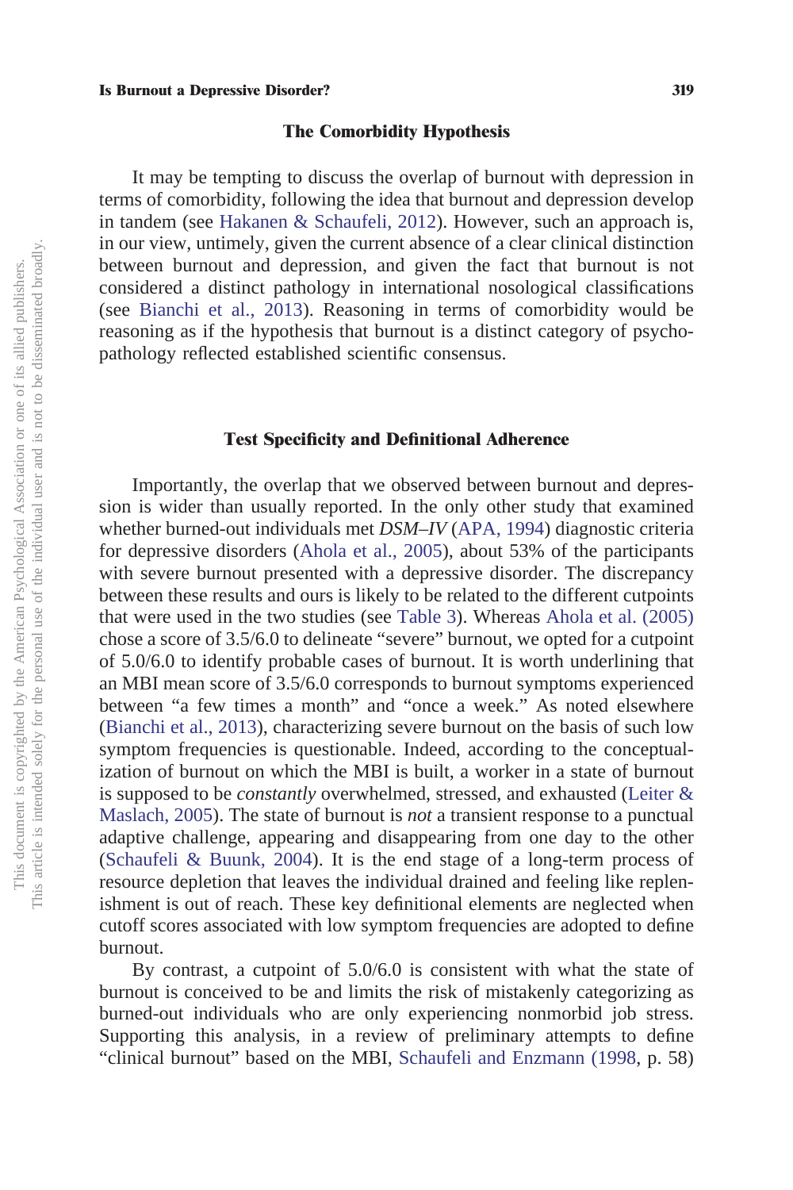## The Comorbidity Hypothesis

It may be tempting to discuss the overlap of burnout with depression in terms of comorbidity, following the idea that burnout and depression develop in tandem (see Hakanen & Schaufeli, 2012). However, such an approach is, in our view, untimely, given the current absence of a clear clinical distinction between burnout and depression, and given the fact that burnout is not considered a distinct pathology in international nosological classifications (see Bianchi et al., 2013). Reasoning in terms of comorbidity would be reasoning as if the hypothesis that burnout is a distinct category of psychopathology reflected established scientific consensus.

## Test Specificity and Definitional Adherence

Importantly, the overlap that we observed between burnout and depression is wider than usually reported. In the only other study that examined whether burned-out individuals met *DSM–IV* (APA, 1994) diagnostic criteria for depressive disorders (Ahola et al., 2005), about 53% of the participants with severe burnout presented with a depressive disorder. The discrepancy between these results and ours is likely to be related to the different cutpoints that were used in the two studies (see Table 3). Whereas Ahola et al. (2005) chose a score of 3.5/6.0 to delineate "severe" burnout, we opted for a cutpoint of 5.0/6.0 to identify probable cases of burnout. It is worth underlining that an MBI mean score of 3.5/6.0 corresponds to burnout symptoms experienced between "a few times a month" and "once a week." As noted elsewhere (Bianchi et al., 2013), characterizing severe burnout on the basis of such low symptom frequencies is questionable. Indeed, according to the conceptualization of burnout on which the MBI is built, a worker in a state of burnout is supposed to be *constantly* overwhelmed, stressed, and exhausted (Leiter & Maslach, 2005). The state of burnout is *not* a transient response to a punctual adaptive challenge, appearing and disappearing from one day to the other (Schaufeli & Buunk, 2004). It is the end stage of a long-term process of resource depletion that leaves the individual drained and feeling like replenishment is out of reach. These key definitional elements are neglected when cutoff scores associated with low symptom frequencies are adopted to define burnout.

By contrast, a cutpoint of 5.0/6.0 is consistent with what the state of burnout is conceived to be and limits the risk of mistakenly categorizing as burned-out individuals who are only experiencing nonmorbid job stress. Supporting this analysis, in a review of preliminary attempts to define "clinical burnout" based on the MBI, Schaufeli and Enzmann (1998, p. 58)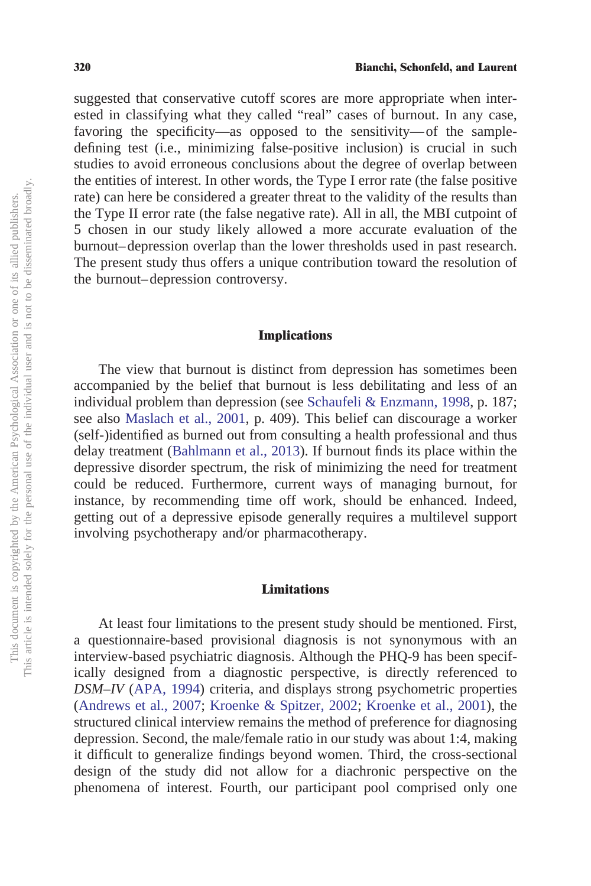suggested that conservative cutoff scores are more appropriate when interested in classifying what they called "real" cases of burnout. In any case, favoring the specificity—as opposed to the sensitivity—of the sample-defining test (i.e., minimizing false-positive inclusion) is crucial in such studies to avoid erroneous conclusions about the degree of overlap between the entities of interest. In other words, the Type I error rate (the false positive rate) can here be considered a greater threat to the validity of the results than the Type II error rate (the false negative rate). All in all, the MBI cutpoint of 5 chosen in our study likely allowed a more accurate evaluation of the burnout–depression overlap than the lower thresholds used in past research. The present study thus offers a unique contribution toward the resolution of the burnout–depression controversy.

## Implications

The view that burnout is distinct from depression has sometimes been accompanied by the belief that burnout is less debilitating and less of an individual problem than depression (see Schaufeli & Enzmann, 1998, p. 187; see also Maslach et al., 2001, p. 409). This belief can discourage a worker (self-)identified as burned out from consulting a health professional and thus delay treatment (Bahlmann et al., 2013). If burnout finds its place within the depressive disorder spectrum, the risk of minimizing the need for treatment could be reduced. Furthermore, current ways of managing burnout, for instance, by recommending time off work, should be enhanced. Indeed, getting out of a depressive episode generally requires a multilevel support involving psychotherapy and/or pharmacotherapy.

## Limitations

At least four limitations to the present study should be mentioned. First, a questionnaire-based provisional diagnosis is not synonymous with an interview-based psychiatric diagnosis. Although the PHQ-9 has been specifically designed from a diagnostic perspective, is directly referenced to *DSM–IV* (APA, 1994) criteria, and displays strong psychometric properties (Andrews et al., 2007; Kroenke & Spitzer, 2002; Kroenke et al., 2001), the structured clinical interview remains the method of preference for diagnosing depression. Second, the male/female ratio in our study was about 1:4, making it difficult to generalize findings beyond women. Third, the cross-sectional design of the study did not allow for a diachronic perspective on the phenomena of interest. Fourth, our participant pool comprised only one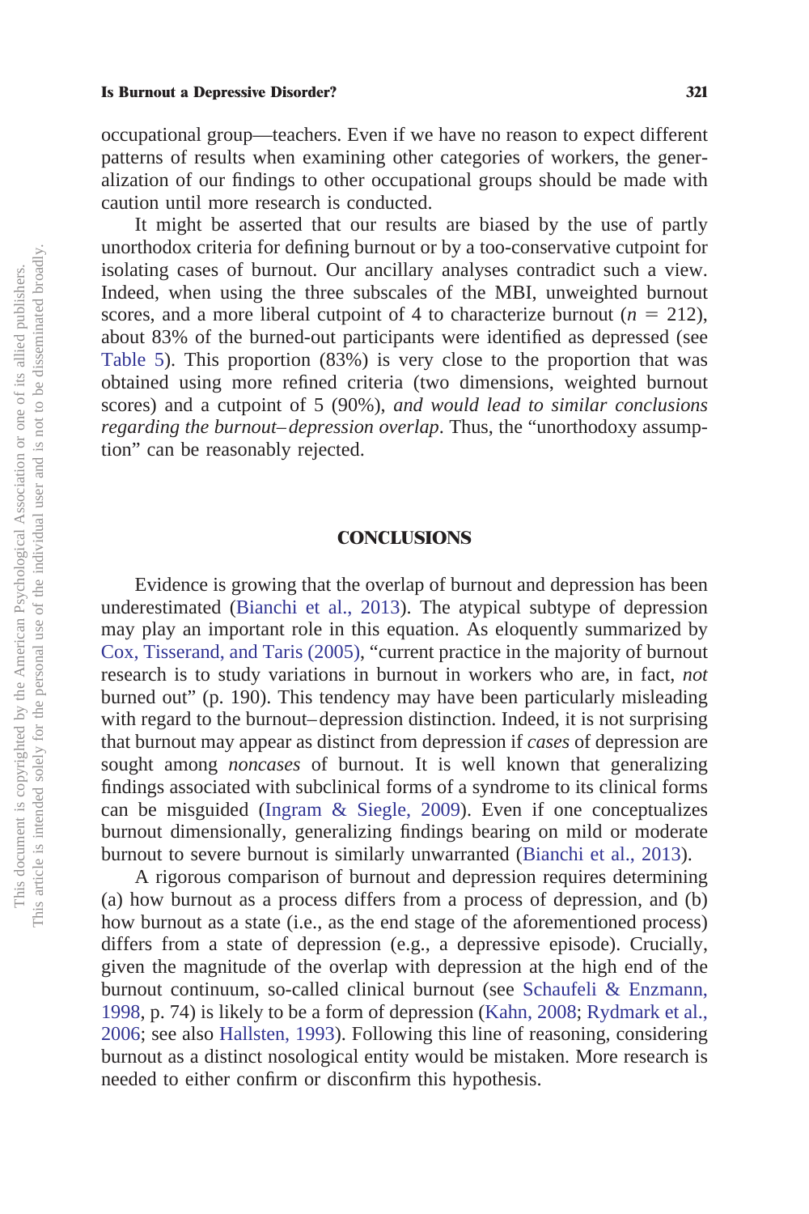occupational group—teachers. Even if we have no reason to expect different patterns of results when examining other categories of workers, the generalization of our findings to other occupational groups should be made with caution until more research is conducted.

It might be asserted that our results are biased by the use of partly unorthodox criteria for defining burnout or by a too-conservative cutpoint for isolating cases of burnout. Our ancillary analyses contradict such a view. Indeed, when using the three subscales of the MBI, unweighted burnout scores, and a more liberal cutpoint of 4 to characterize burnout ($n = 212$), about 83% of the burned-out participants were identified as depressed (see Table 5). This proportion (83%) is very close to the proportion that was obtained using more refined criteria (two dimensions, weighted burnout scores) and a cutpoint of 5 (90%), *and would lead to similar conclusions regarding the burnout–depression overlap*. Thus, the "unorthodoxy assumption" can be reasonably rejected.

## CONCLUSIONS

Evidence is growing that the overlap of burnout and depression has been underestimated (Bianchi et al., 2013). The atypical subtype of depression may play an important role in this equation. As eloquently summarized by Cox, Tisserand, and Taris (2005), "current practice in the majority of burnout research is to study variations in burnout in workers who are, in fact, *not* burned out" (p. 190). This tendency may have been particularly misleading with regard to the burnout–depression distinction. Indeed, it is not surprising that burnout may appear as distinct from depression if *cases* of depression are sought among *noncases* of burnout. It is well known that generalizing findings associated with subclinical forms of a syndrome to its clinical forms can be misguided (Ingram & Siegle, 2009). Even if one conceptualizes burnout dimensionally, generalizing findings bearing on mild or moderate burnout to severe burnout is similarly unwarranted (Bianchi et al., 2013).

A rigorous comparison of burnout and depression requires determining (a) how burnout as a process differs from a process of depression, and (b) how burnout as a state (i.e., as the end stage of the aforementioned process) differs from a state of depression (e.g., a depressive episode). Crucially, given the magnitude of the overlap with depression at the high end of the burnout continuum, so-called clinical burnout (see Schaufeli & Enzmann, 1998, p. 74) is likely to be a form of depression (Kahn, 2008; Rydmark et al., 2006; see also Hallsten, 1993). Following this line of reasoning, considering burnout as a distinct nosological entity would be mistaken. More research is needed to either confirm or disconfirm this hypothesis.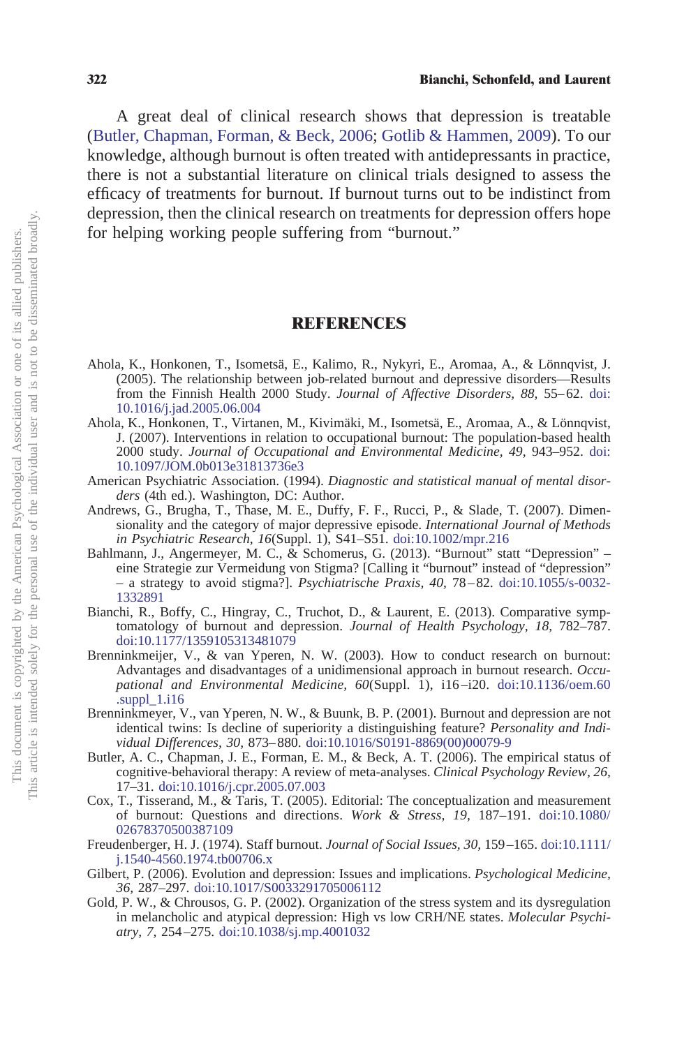A great deal of clinical research shows that depression is treatable (Butler, Chapman, Forman, & Beck, 2006; Gotlib & Hammen, 2009). To our knowledge, although burnout is often treated with antidepressants in practice, there is not a substantial literature on clinical trials designed to assess the efficacy of treatments for burnout. If burnout turns out to be indistinct from depression, then the clinical research on treatments for depression offers hope for helping working people suffering from "burnout."

## REFERENCES

Ahola, K., Honkonen, T., Isometsä, E., Kalimo, R., Nykyri, E., Aromaa, A., & Lönnqvist, J. (2005). The relationship between job-related burnout and depressive disorders—Results from the Finnish Health 2000 Study. *Journal of Affective Disorders, 88,* 55–62. doi:10.1016/j.jad.2005.06.004

Ahola, K., Honkonen, T., Virtanen, M., Kivimäki, M., Isometsä, E., Aromaa, A., & Lönnqvist, J. (2007). Interventions in relation to occupational burnout: The population-based health 2000 study. *Journal of Occupational and Environmental Medicine, 49,* 943–952. doi:10.1097/JOM.0b013e31813736e3

American Psychiatric Association. (1994). *Diagnostic and statistical manual of mental disorders* (4th ed.). Washington, DC: Author.

Andrews, G., Brugha, T., Thase, M. E., Duffy, F. F., Rucci, P., & Slade, T. (2007). Dimensionality and the category of major depressive episode. *International Journal of Methods in Psychiatric Research, 16*(Suppl. 1), S41–S51. doi:10.1002/mpr.216

Bahlmann, J., Angermeyer, M. C., & Schomerus, G. (2013). "Burnout" statt "Depression" – eine Strategie zur Vermeidung von Stigma? [Calling it "burnout" instead of "depression" – a strategy to avoid stigma?]. *Psychiatrische Praxis, 40,* 78–82. doi:10.1055/s-0032-1332891

Bianchi, R., Boffy, C., Hingray, C., Truchot, D., & Laurent, E. (2013). Comparative symptomatology of burnout and depression. *Journal of Health Psychology, 18,* 782–787. doi:10.1177/1359105313481079

Brenninkmeijer, V., & van Yperen, N. W. (2003). How to conduct research on burnout: Advantages and disadvantages of a unidimensional approach in burnout research. *Occupational and Environmental Medicine, 60*(Suppl. 1), i16–i20. doi:10.1136/oem.60.suppl_1.i16

Brenninkmeyer, V., van Yperen, N. W., & Buunk, B. P. (2001). Burnout and depression are not identical twins: Is decline of superiority a distinguishing feature? *Personality and Individual Differences, 30,* 873–880. doi:10.1016/S0191-8869(00)00079-9

Butler, A. C., Chapman, J. E., Forman, E. M., & Beck, A. T. (2006). The empirical status of cognitive-behavioral therapy: A review of meta-analyses. *Clinical Psychology Review, 26,* 17–31. doi:10.1016/j.cpr.2005.07.003

Cox, T., Tisserand, M., & Taris, T. (2005). Editorial: The conceptualization and measurement of burnout: Questions and directions. *Work & Stress, 19,* 187–191. doi:10.1080/02678370500387109

Freudenberger, H. J. (1974). Staff burnout. *Journal of Social Issues, 30,* 159–165. doi:10.1111/j.1540-4560.1974.tb00706.x

Gilbert, P. (2006). Evolution and depression: Issues and implications. *Psychological Medicine, 36,* 287–297. doi:10.1017/S0033291705006112

Gold, P. W., & Chrousos, G. P. (2002). Organization of the stress system and its dysregulation in melancholic and atypical depression: High vs low CRH/NE states. *Molecular Psychiatry, 7,* 254–275. doi:10.1038/sj.mp.4001032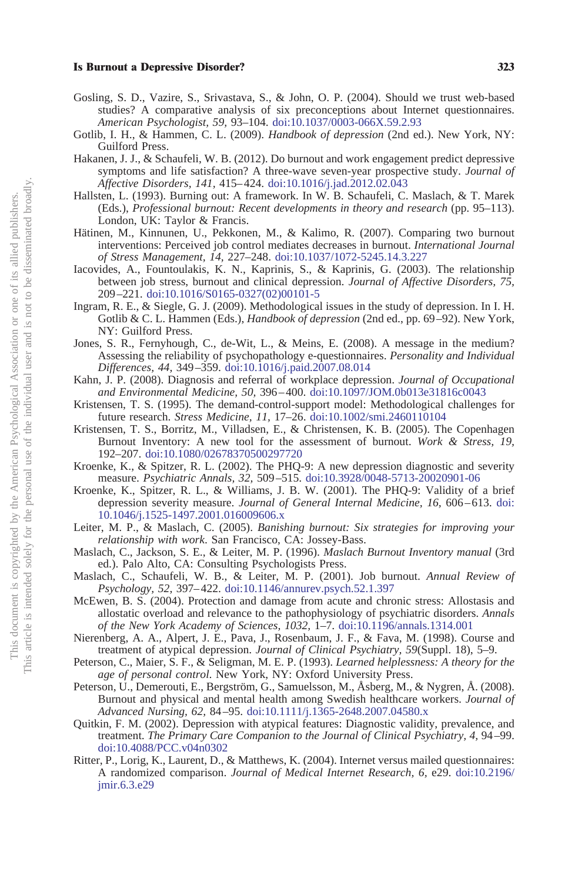Gosling, S. D., Vazire, S., Srivastava, S., & John, O. P. (2004). Should we trust web-based studies? A comparative analysis of six preconceptions about Internet questionnaires. *American Psychologist, 59,* 93–104. doi:10.1037/0003-066X.59.2.93

Gotlib, I. H., & Hammen, C. L. (2009). *Handbook of depression* (2nd ed.). New York, NY: Guilford Press.

Hakanen, J. J., & Schaufeli, W. B. (2012). Do burnout and work engagement predict depressive symptoms and life satisfaction? A three-wave seven-year prospective study. *Journal of Affective Disorders, 141,* 415–424. doi:10.1016/j.jad.2012.02.043

Hallsten, L. (1993). Burning out: A framework. In W. B. Schaufeli, C. Maslach, & T. Marek (Eds.), *Professional burnout: Recent developments in theory and research* (pp. 95–113). London, UK: Taylor & Francis.

Hätinen, M., Kinnunen, U., Pekkonen, M., & Kalimo, R. (2007). Comparing two burnout interventions: Perceived job control mediates decreases in burnout. *International Journal of Stress Management, 14,* 227–248. doi:10.1037/1072-5245.14.3.227

Iacovides, A., Fountoulakis, K. N., Kaprinis, S., & Kaprinis, G. (2003). The relationship between job stress, burnout and clinical depression. *Journal of Affective Disorders, 75,* 209–221. doi:10.1016/S0165-0327(02)00101-5

Ingram, R. E., & Siegle, G. J. (2009). Methodological issues in the study of depression. In I. H. Gotlib & C. L. Hammen (Eds.), *Handbook of depression* (2nd ed., pp. 69–92). New York, NY: Guilford Press.

Jones, S. R., Fernyhough, C., de-Wit, L., & Meins, E. (2008). A message in the medium? Assessing the reliability of psychopathology e-questionnaires. *Personality and Individual Differences, 44,* 349–359. doi:10.1016/j.paid.2007.08.014

Kahn, J. P. (2008). Diagnosis and referral of workplace depression. *Journal of Occupational and Environmental Medicine, 50,* 396–400. doi:10.1097/JOM.0b013e31816c0043

Kristensen, T. S. (1995). The demand-control-support model: Methodological challenges for future research. *Stress Medicine, 11,* 17–26. doi:10.1002/smi.2460110104

Kristensen, T. S., Borritz, M., Villadsen, E., & Christensen, K. B. (2005). The Copenhagen Burnout Inventory: A new tool for the assessment of burnout. *Work & Stress, 19,* 192–207. doi:10.1080/02678370500297720

Kroenke, K., & Spitzer, R. L. (2002). The PHQ-9: A new depression diagnostic and severity measure. *Psychiatric Annals, 32,* 509–515. doi:10.3928/0048-5713-20020901-06

Kroenke, K., Spitzer, R. L., & Williams, J. B. W. (2001). The PHQ-9: Validity of a brief depression severity measure. *Journal of General Internal Medicine, 16,* 606–613. doi:10.1046/j.1525-1497.2001.016009606.x

Leiter, M. P., & Maslach, C. (2005). *Banishing burnout: Six strategies for improving your relationship with work.* San Francisco, CA: Jossey-Bass.

Maslach, C., Jackson, S. E., & Leiter, M. P. (1996). *Maslach Burnout Inventory manual* (3rd ed.). Palo Alto, CA: Consulting Psychologists Press.

Maslach, C., Schaufeli, W. B., & Leiter, M. P. (2001). Job burnout. *Annual Review of Psychology, 52,* 397–422. doi:10.1146/annurev.psych.52.1.397

McEwen, B. S. (2004). Protection and damage from acute and chronic stress: Allostasis and allostatic overload and relevance to the pathophysiology of psychiatric disorders. *Annals of the New York Academy of Sciences, 1032,* 1–7. doi:10.1196/annals.1314.001

Nierenberg, A. A., Alpert, J. E., Pava, J., Rosenbaum, J. F., & Fava, M. (1998). Course and treatment of atypical depression. *Journal of Clinical Psychiatry, 59*(Suppl. 18), 5–9.

Peterson, C., Maier, S. F., & Seligman, M. E. P. (1993). *Learned helplessness: A theory for the age of personal control.* New York, NY: Oxford University Press.

Peterson, U., Demerouti, E., Bergström, G., Samuelsson, M., Åsberg, M., & Nygren, Å. (2008). Burnout and physical and mental health among Swedish healthcare workers. *Journal of Advanced Nursing, 62,* 84–95. doi:10.1111/j.1365-2648.2007.04580.x

Quitkin, F. M. (2002). Depression with atypical features: Diagnostic validity, prevalence, and treatment. *The Primary Care Companion to the Journal of Clinical Psychiatry, 4,* 94–99. doi:10.4088/PCC.v04n0302

Ritter, P., Lorig, K., Laurent, D., & Matthews, K. (2004). Internet versus mailed questionnaires: A randomized comparison. *Journal of Medical Internet Research, 6,* e29. doi:10.2196/jmir.6.3.e29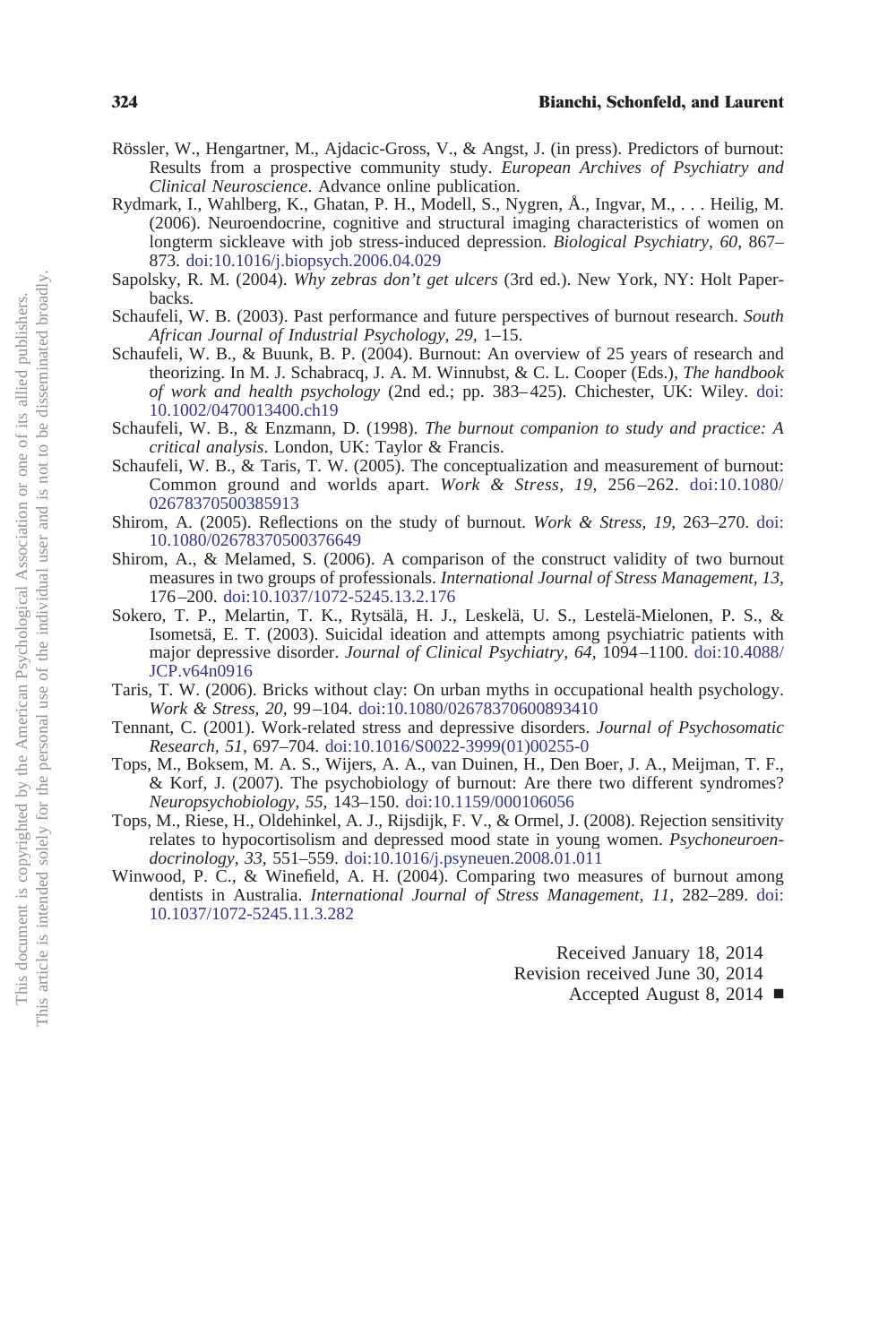Rössler, W., Hengartner, M., Ajdacic-Gross, V., & Angst, J. (in press). Predictors of burnout: Results from a prospective community study. *European Archives of Psychiatry and Clinical Neuroscience*. Advance online publication.

Rydmark, I., Wahlberg, K., Ghatan, P. H., Modell, S., Nygren, Å., Ingvar, M., . . . Heilig, M. (2006). Neuroendocrine, cognitive and structural imaging characteristics of women on longterm sickleave with job stress-induced depression. *Biological Psychiatry, 60,* 867–873. doi:10.1016/j.biopsych.2006.04.029

Sapolsky, R. M. (2004). *Why zebras don't get ulcers* (3rd ed.). New York, NY: Holt Paperbacks.

Schaufeli, W. B. (2003). Past performance and future perspectives of burnout research. *South African Journal of Industrial Psychology, 29,* 1–15.

Schaufeli, W. B., & Buunk, B. P. (2004). Burnout: An overview of 25 years of research and theorizing. In M. J. Schabracq, J. A. M. Winnubst, & C. L. Cooper (Eds.), *The handbook of work and health psychology* (2nd ed.; pp. 383–425). Chichester, UK: Wiley. doi:10.1002/0470013400.ch19

Schaufeli, W. B., & Enzmann, D. (1998). *The burnout companion to study and practice: A critical analysis*. London, UK: Taylor & Francis.

Schaufeli, W. B., & Taris, T. W. (2005). The conceptualization and measurement of burnout: Common ground and worlds apart. *Work & Stress, 19,* 256–262. doi:10.1080/02678370500385913

Shirom, A. (2005). Reflections on the study of burnout. *Work & Stress, 19,* 263–270. doi:10.1080/02678370500376649

Shirom, A., & Melamed, S. (2006). A comparison of the construct validity of two burnout measures in two groups of professionals. *International Journal of Stress Management, 13,* 176–200. doi:10.1037/1072-5245.13.2.176

Sokero, T. P., Melartin, T. K., Rytsälä, H. J., Leskelä, U. S., Lestelä-Mielonen, P. S., & Isometsä, E. T. (2003). Suicidal ideation and attempts among psychiatric patients with major depressive disorder. *Journal of Clinical Psychiatry, 64,* 1094–1100. doi:10.4088/JCP.v64n0916

Taris, T. W. (2006). Bricks without clay: On urban myths in occupational health psychology. *Work & Stress, 20,* 99–104. doi:10.1080/02678370600893410

Tennant, C. (2001). Work-related stress and depressive disorders. *Journal of Psychosomatic Research, 51,* 697–704. doi:10.1016/S0022-3999(01)00255-0

Tops, M., Boksem, M. A. S., Wijers, A. A., van Duinen, H., Den Boer, J. A., Meijman, T. F., & Korf, J. (2007). The psychobiology of burnout: Are there two different syndromes? *Neuropsychobiology, 55,* 143–150. doi:10.1159/000106056

Tops, M., Riese, H., Oldehinkel, A. J., Rijsdijk, F. V., & Ormel, J. (2008). Rejection sensitivity relates to hypocortisolism and depressed mood state in young women. *Psychoneuroendocrinology, 33,* 551–559. doi:10.1016/j.psyneuen.2008.01.011

Winwood, P. C., & Winefield, A. H. (2004). Comparing two measures of burnout among dentists in Australia. *International Journal of Stress Management, 11,* 282–289. doi:10.1037/1072-5245.11.3.282

Received January 18, 2014
Revision received June 30, 2014
Accepted August 8, 2014 ■